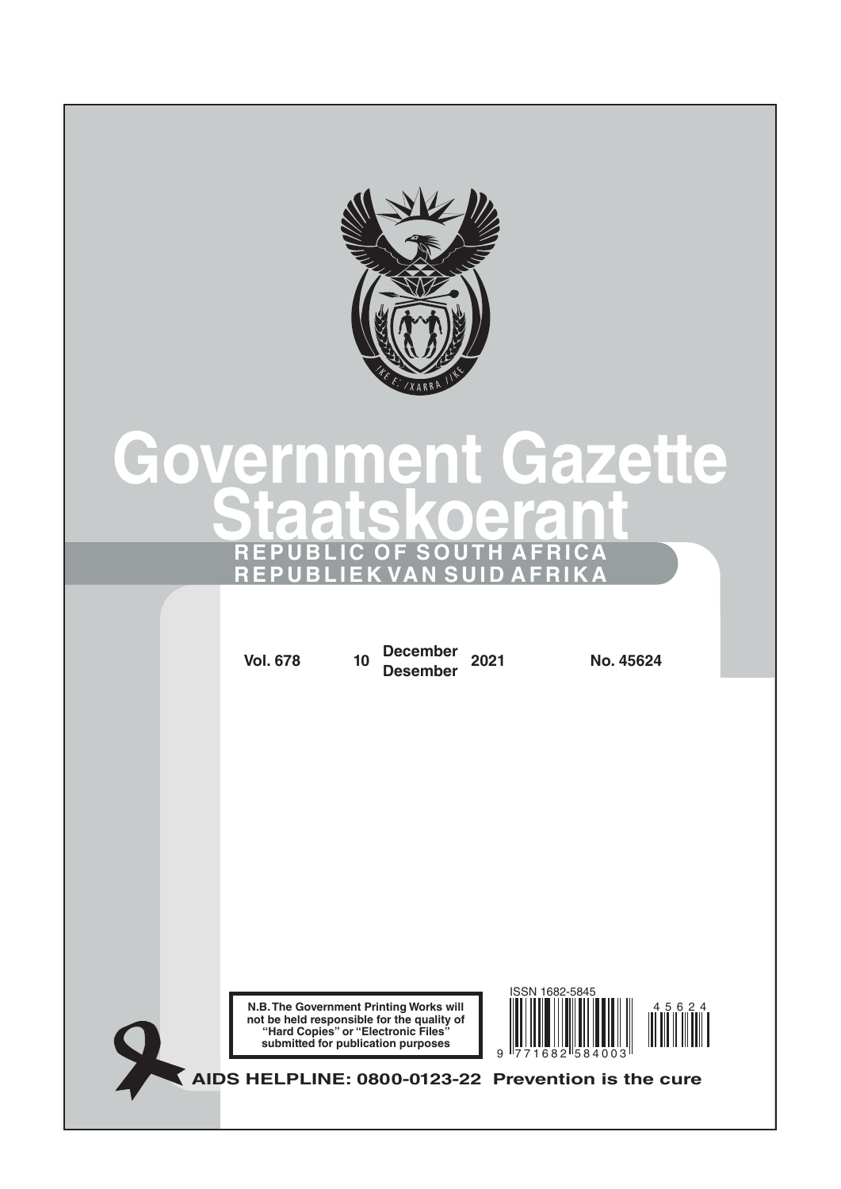# Government Gazette
# Staatskoerant

**REPUBLIC OF SOUTH AFRICA**
**REPUBLIEK VAN SUID AFRIKA**

**Vol. 678** **10** **December / Desember** **2021** **No. 45624**

**N.B. The Government Printing Works will not be held responsible for the quality of "Hard Copies" or "Electronic Files" submitted for publication purposes**

ISSN 1682-5845

9 771682 584003

45624

**AIDS HELPLINE: 0800-0123-22 Prevention is the cure**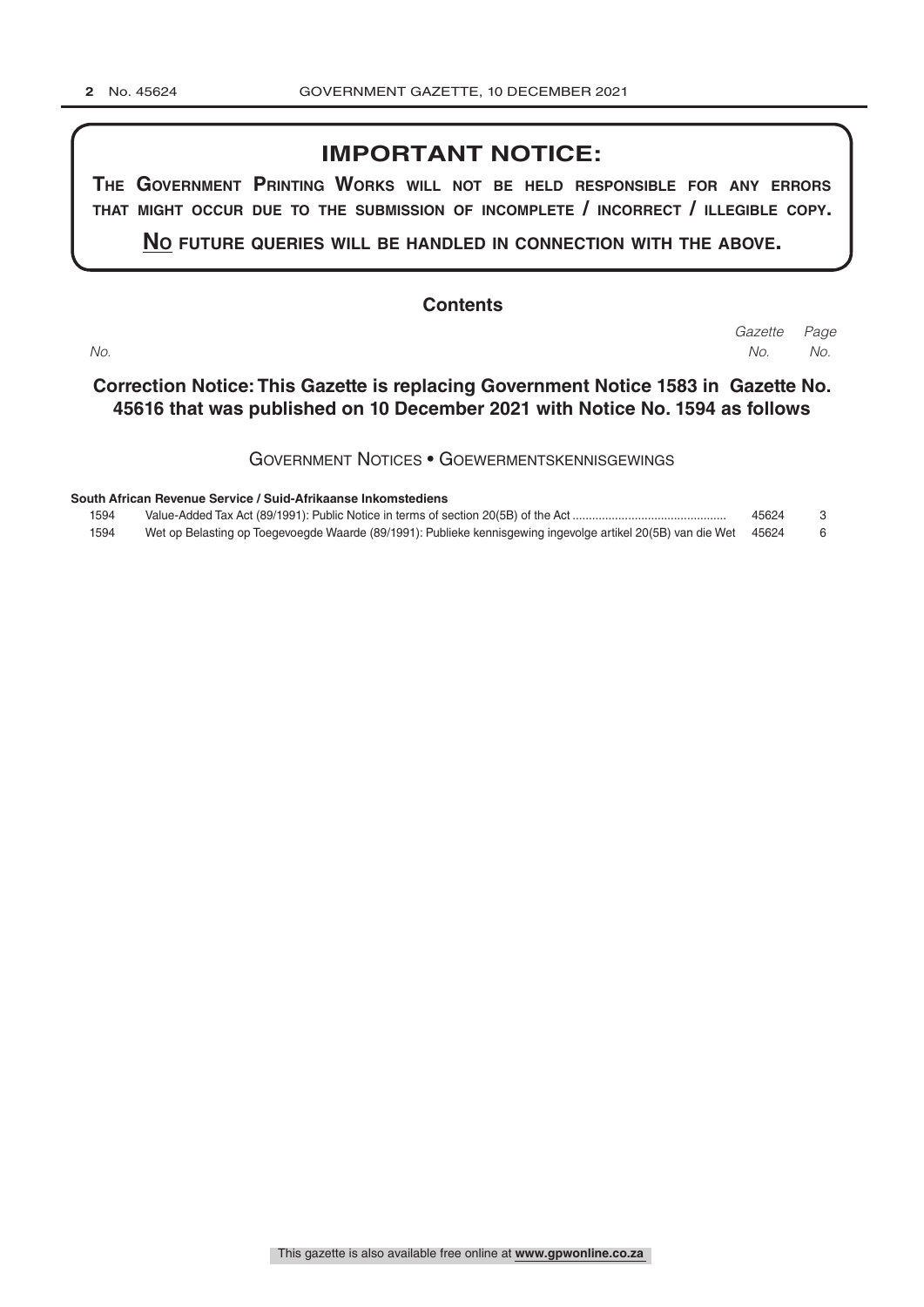## IMPORTANT NOTICE:

**THE GOVERNMENT PRINTING WORKS WILL NOT BE HELD RESPONSIBLE FOR ANY ERRORS THAT MIGHT OCCUR DUE TO THE SUBMISSION OF INCOMPLETE / INCORRECT / ILLEGIBLE COPY.**

**NO FUTURE QUERIES WILL BE HANDLED IN CONNECTION WITH THE ABOVE.**

### Contents

**Correction Notice: This Gazette is replacing Government Notice 1583 in Gazette No. 45616 that was published on 10 December 2021 with Notice No. 1594 as follows**

GOVERNMENT NOTICES • GOEWERMENTSKENNISGEWINGS

| *No.* | | *Gazette No.* | *Page No.* |
|---|---|---|---|
| | **South African Revenue Service / Suid-Afrikaanse Inkomstediens** | | |
| 1594 | Value-Added Tax Act (89/1991): Public Notice in terms of section 20(5B) of the Act | 45624 | 3 |
| 1594 | Wet op Belasting op Toegevoegde Waarde (89/1991): Publieke kennisgewing ingevolge artikel 20(5B) van die Wet | 45624 | 6 |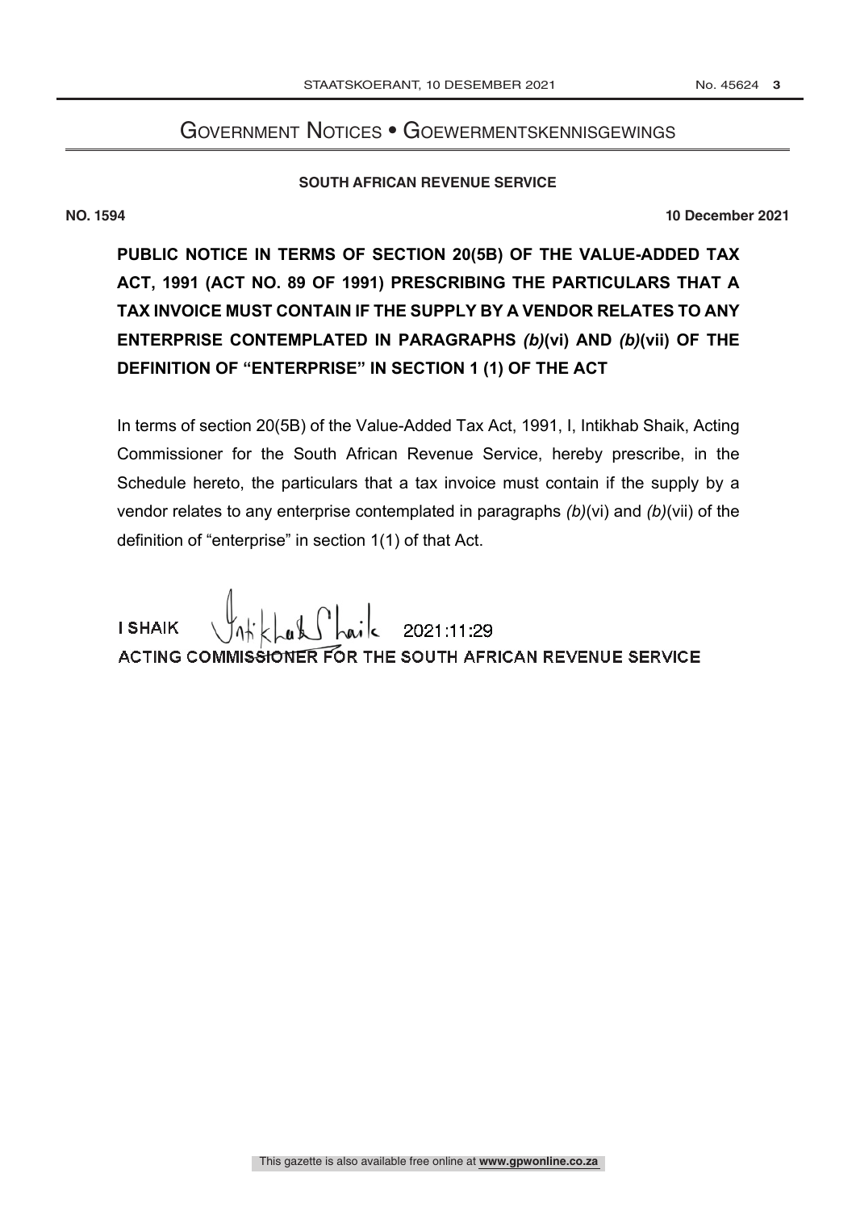# Government Notices • Goewermentskennisgewings

**SOUTH AFRICAN REVENUE SERVICE**

**NO. 1594** **10 December 2021**

**PUBLIC NOTICE IN TERMS OF SECTION 20(5B) OF THE VALUE-ADDED TAX ACT, 1991 (ACT NO. 89 OF 1991) PRESCRIBING THE PARTICULARS THAT A TAX INVOICE MUST CONTAIN IF THE SUPPLY BY A VENDOR RELATES TO ANY ENTERPRISE CONTEMPLATED IN PARAGRAPHS *(b)*(vi) AND *(b)*(vii) OF THE DEFINITION OF "ENTERPRISE" IN SECTION 1 (1) OF THE ACT**

In terms of section 20(5B) of the Value-Added Tax Act, 1991, I, Intikhab Shaik, Acting Commissioner for the South African Revenue Service, hereby prescribe, in the Schedule hereto, the particulars that a tax invoice must contain if the supply by a vendor relates to any enterprise contemplated in paragraphs *(b)*(vi) and *(b)*(vii) of the definition of "enterprise" in section 1(1) of that Act.

I SHAIK 2021:11:29

ACTING COMMISSIONER FOR THE SOUTH AFRICAN REVENUE SERVICE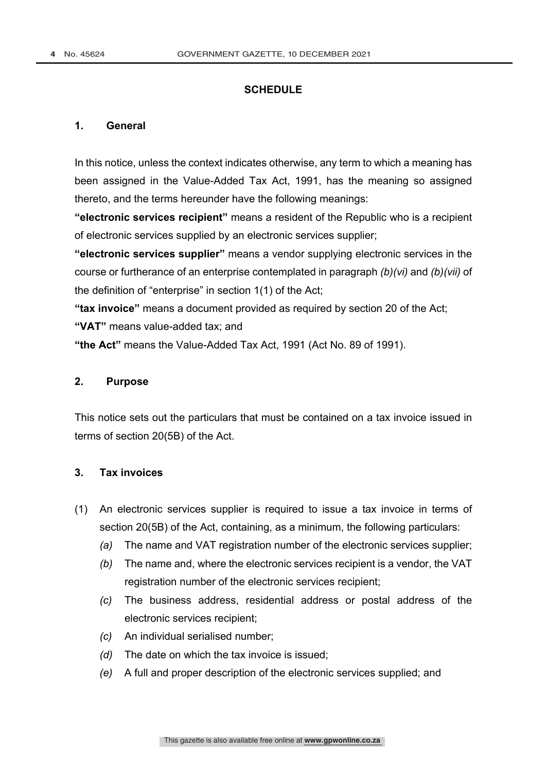## SCHEDULE

### 1. General

In this notice, unless the context indicates otherwise, any term to which a meaning has been assigned in the Value-Added Tax Act, 1991, has the meaning so assigned thereto, and the terms hereunder have the following meanings:

**"electronic services recipient"** means a resident of the Republic who is a recipient of electronic services supplied by an electronic services supplier;

**"electronic services supplier"** means a vendor supplying electronic services in the course or furtherance of an enterprise contemplated in paragraph *(b)(vi)* and *(b)(vii)* of the definition of "enterprise" in section 1(1) of the Act;

**"tax invoice"** means a document provided as required by section 20 of the Act;

**"VAT"** means value-added tax; and

**"the Act"** means the Value-Added Tax Act, 1991 (Act No. 89 of 1991).

### 2. Purpose

This notice sets out the particulars that must be contained on a tax invoice issued in terms of section 20(5B) of the Act.

### 3. Tax invoices

(1) An electronic services supplier is required to issue a tax invoice in terms of section 20(5B) of the Act, containing, as a minimum, the following particulars:

*(a)* The name and VAT registration number of the electronic services supplier;

*(b)* The name and, where the electronic services recipient is a vendor, the VAT registration number of the electronic services recipient;

*(c)* The business address, residential address or postal address of the electronic services recipient;

*(c)* An individual serialised number;

*(d)* The date on which the tax invoice is issued;

*(e)* A full and proper description of the electronic services supplied; and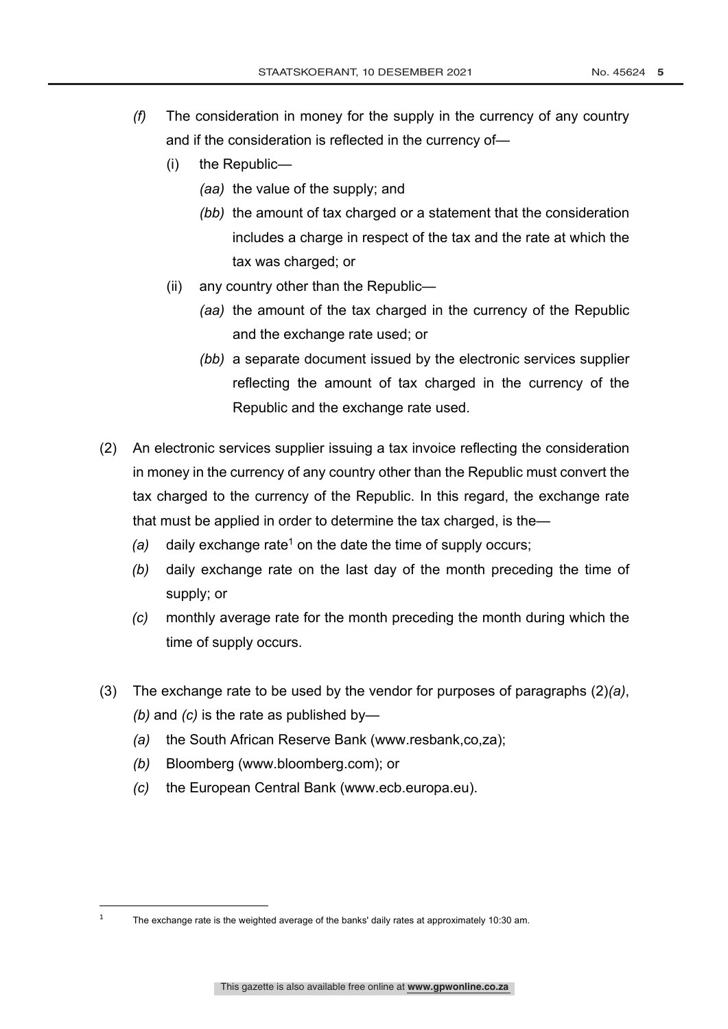*(f)* The consideration in money for the supply in the currency of any country and if the consideration is reflected in the currency of—

(i) the Republic—

*(aa)* the value of the supply; and

*(bb)* the amount of tax charged or a statement that the consideration includes a charge in respect of the tax and the rate at which the tax was charged; or

(ii) any country other than the Republic—

*(aa)* the amount of the tax charged in the currency of the Republic and the exchange rate used; or

*(bb)* a separate document issued by the electronic services supplier reflecting the amount of tax charged in the currency of the Republic and the exchange rate used.

(2) An electronic services supplier issuing a tax invoice reflecting the consideration in money in the currency of any country other than the Republic must convert the tax charged to the currency of the Republic. In this regard, the exchange rate that must be applied in order to determine the tax charged, is the—

*(a)* daily exchange rate[1] on the date the time of supply occurs;

*(b)* daily exchange rate on the last day of the month preceding the time of supply; or

*(c)* monthly average rate for the month preceding the month during which the time of supply occurs.

(3) The exchange rate to be used by the vendor for purposes of paragraphs (2)*(a)*, *(b)* and *(c)* is the rate as published by—

*(a)* the South African Reserve Bank (www.resbank,co,za);

*(b)* Bloomberg (www.bloomberg.com); or

*(c)* the European Central Bank (www.ecb.europa.eu).

[1] The exchange rate is the weighted average of the banks' daily rates at approximately 10:30 am.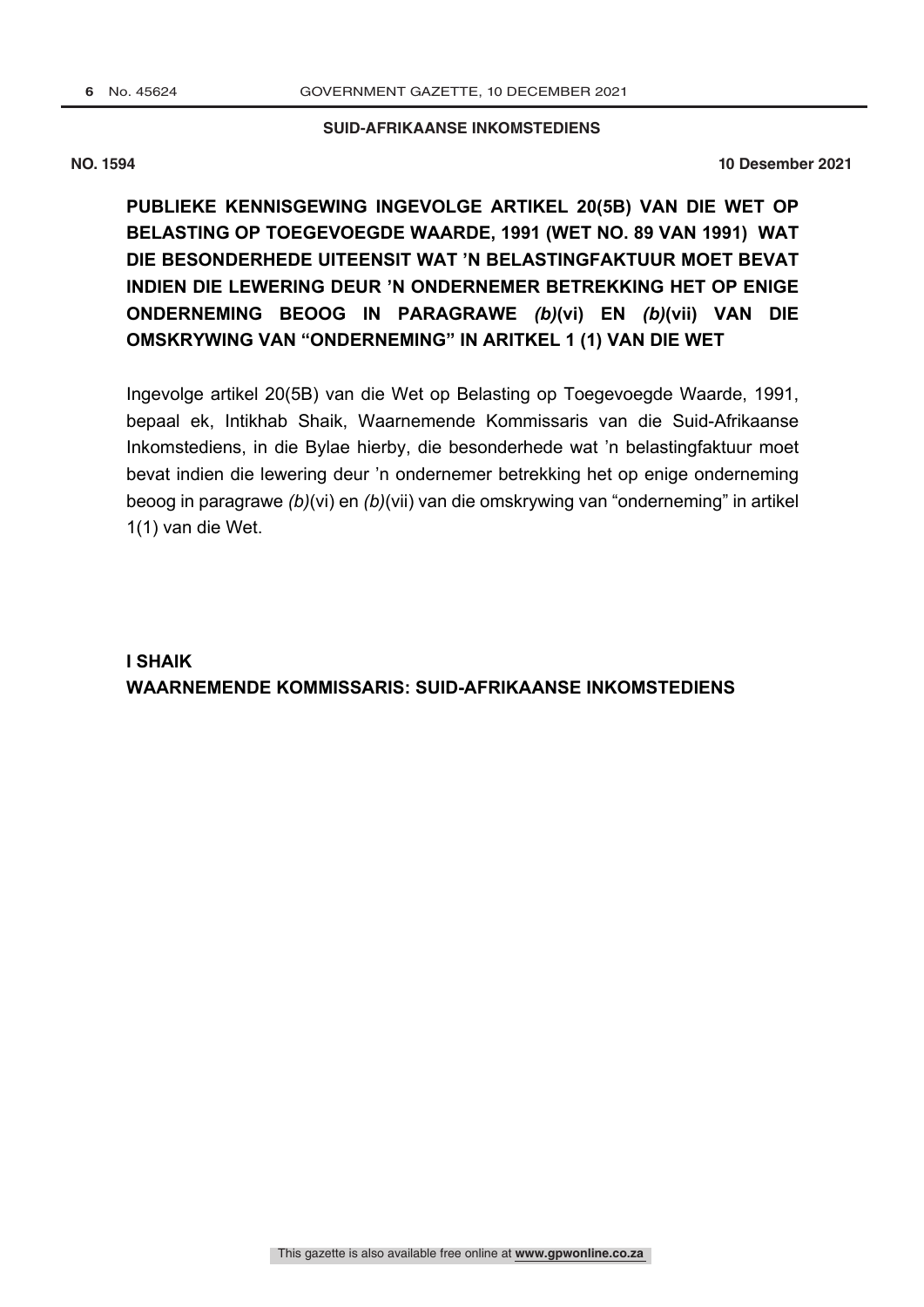**SUID-AFRIKAANSE INKOMSTEDIENS**

**NO. 1594** **10 Desember 2021**

## PUBLIEKE KENNISGEWING INGEVOLGE ARTIKEL 20(5B) VAN DIE WET OP BELASTING OP TOEGEVOEGDE WAARDE, 1991 (WET NO. 89 VAN 1991) WAT DIE BESONDERHEDE UITEENSIT WAT 'N BELASTINGFAKTUUR MOET BEVAT INDIEN DIE LEWERING DEUR 'N ONDERNEMER BETREKKING HET OP ENIGE ONDERNEMING BEOOG IN PARAGRAWE *(b)*(vi) EN *(b)*(vii) VAN DIE OMSKRYWING VAN "ONDERNEMING" IN ARITKEL 1 (1) VAN DIE WET

Ingevolge artikel 20(5B) van die Wet op Belasting op Toegevoegde Waarde, 1991, bepaal ek, Intikhab Shaik, Waarnemende Kommissaris van die Suid-Afrikaanse Inkomstediens, in die Bylae hierby, die besonderhede wat 'n belastingfaktuur moet bevat indien die lewering deur 'n ondernemer betrekking het op enige onderneming beoog in paragrawe *(b)*(vi) en *(b)*(vii) van die omskrywing van "onderneming" in artikel 1(1) van die Wet.

**I SHAIK**
**WAARNEMENDE KOMMISSARIS: SUID-AFRIKAANSE INKOMSTEDIENS**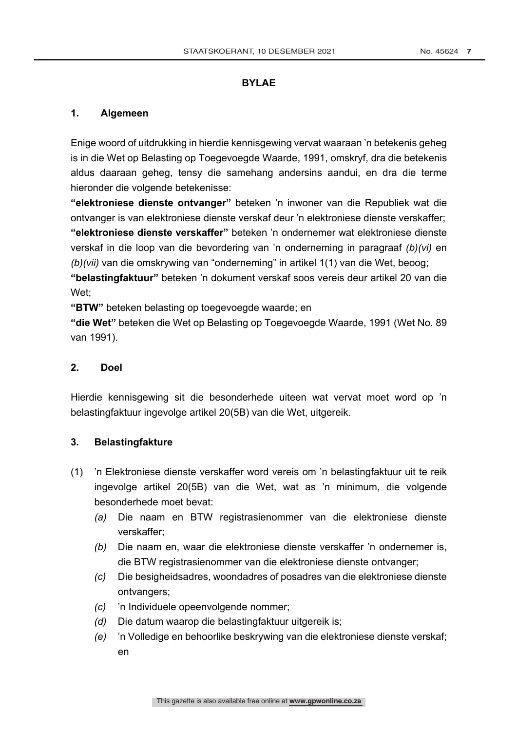## BYLAE

### 1. Algemeen

Enige woord of uitdrukking in hierdie kennisgewing vervat waaraan 'n betekenis geheg is in die Wet op Belasting op Toegevoegde Waarde, 1991, omskryf, dra die betekenis aldus daaraan geheg, tensy die samehang andersins aandui, en dra die terme hieronder die volgende betekenisse:

**"elektroniese dienste ontvanger"** beteken 'n inwoner van die Republiek wat die ontvanger is van elektroniese dienste verskaf deur 'n elektroniese dienste verskaffer;

**"elektroniese dienste verskaffer"** beteken 'n ondernemer wat elektroniese dienste verskaf in die loop van die bevordering van 'n onderneming in paragraaf *(b)(vi)* en *(b)(vii)* van die omskrywing van "onderneming" in artikel 1(1) van die Wet, beoog;

**"belastingfaktuur"** beteken 'n dokument verskaf soos vereis deur artikel 20 van die Wet;

**"BTW"** beteken belasting op toegevoegde waarde; en

**"die Wet"** beteken die Wet op Belasting op Toegevoegde Waarde, 1991 (Wet No. 89 van 1991).

### 2. Doel

Hierdie kennisgewing sit die besonderhede uiteen wat vervat moet word op 'n belastingfaktuur ingevolge artikel 20(5B) van die Wet, uitgereik.

### 3. Belastingfakture

(1) 'n Elektroniese dienste verskaffer word vereis om 'n belastingfaktuur uit te reik ingevolge artikel 20(5B) van die Wet, wat as 'n minimum, die volgende besonderhede moet bevat:

*(a)* Die naam en BTW registrasienommer van die elektroniese dienste verskaffer;

*(b)* Die naam en, waar die elektroniese dienste verskaffer 'n ondernemer is, die BTW registrasienommer van die elektroniese dienste ontvanger;

*(c)* Die besigheidsadres, woondadres of posadres van die elektroniese dienste ontvangers;

*(c)* 'n Individuele opeenvolgende nommer;

*(d)* Die datum waarop die belastingfaktuur uitgereik is;

*(e)* 'n Volledige en behoorlike beskrywing van die elektroniese dienste verskaf; en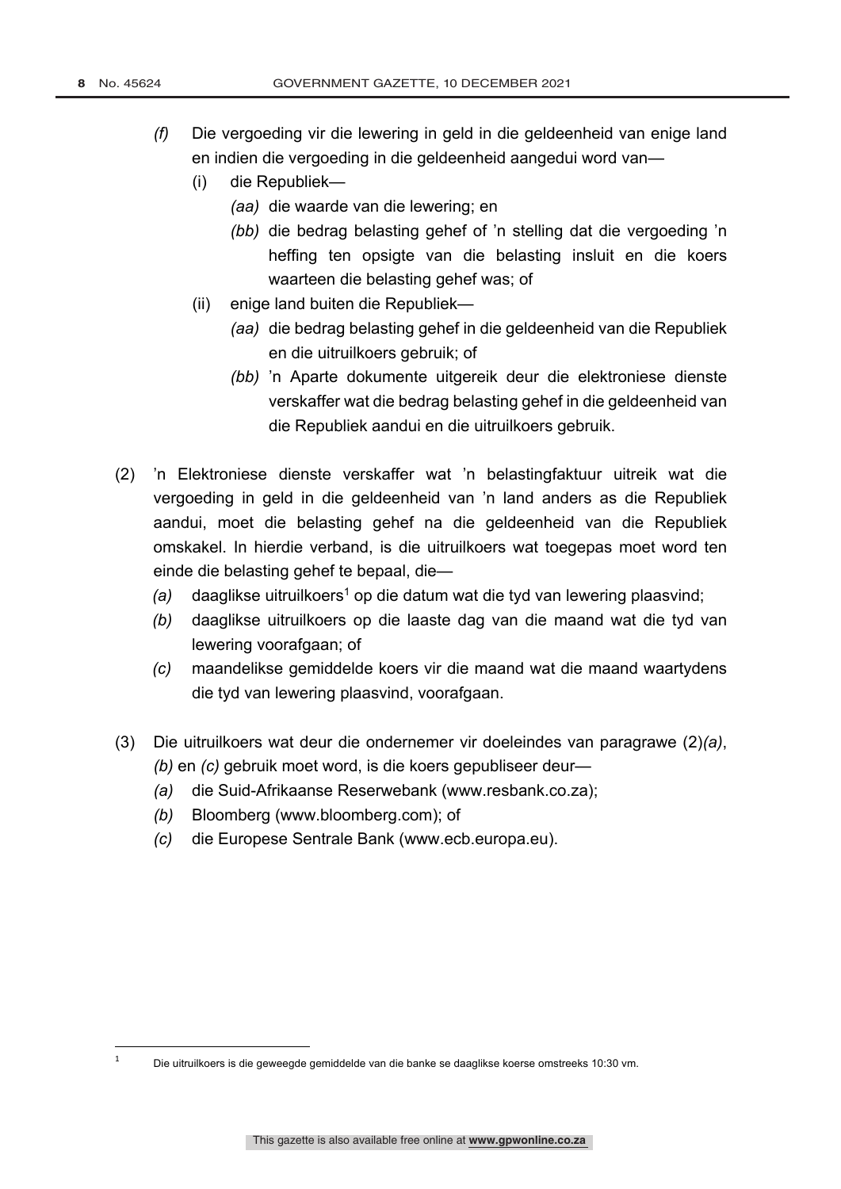*(f)* Die vergoeding vir die lewering in geld in die geldeenheid van enige land en indien die vergoeding in die geldeenheid aangedui word van—

(i) die Republiek—

*(aa)* die waarde van die lewering; en

*(bb)* die bedrag belasting gehef of 'n stelling dat die vergoeding 'n heffing ten opsigte van die belasting insluit en die koers waarteen die belasting gehef was; of

(ii) enige land buiten die Republiek—

*(aa)* die bedrag belasting gehef in die geldeenheid van die Republiek en die uitruilkoers gebruik; of

*(bb)* 'n Aparte dokumente uitgereik deur die elektroniese dienste verskaffer wat die bedrag belasting gehef in die geldeenheid van die Republiek aandui en die uitruilkoers gebruik.

(2) 'n Elektroniese dienste verskaffer wat 'n belastingfaktuur uitreik wat die vergoeding in geld in die geldeenheid van 'n land anders as die Republiek aandui, moet die belasting gehef na die geldeenheid van die Republiek omskakel. In hierdie verband, is die uitruilkoers wat toegepas moet word ten einde die belasting gehef te bepaal, die—

*(a)* daaglikse uitruilkoers[1] op die datum wat die tyd van lewering plaasvind;

*(b)* daaglikse uitruilkoers op die laaste dag van die maand wat die tyd van lewering voorafgaan; of

*(c)* maandelikse gemiddelde koers vir die maand wat die maand waartydens die tyd van lewering plaasvind, voorafgaan.

(3) Die uitruilkoers wat deur die ondernemer vir doeleindes van paragrawe (2)*(a)*, *(b)* en *(c)* gebruik moet word, is die koers gepubliseer deur—

*(a)* die Suid-Afrikaanse Reserwebank (www.resbank.co.za);

*(b)* Bloomberg (www.bloomberg.com); of

*(c)* die Europese Sentrale Bank (www.ecb.europa.eu).

---

[1] Die uitruilkoers is die geweegde gemiddelde van die banke se daaglikse koerse omstreeks 10:30 vm.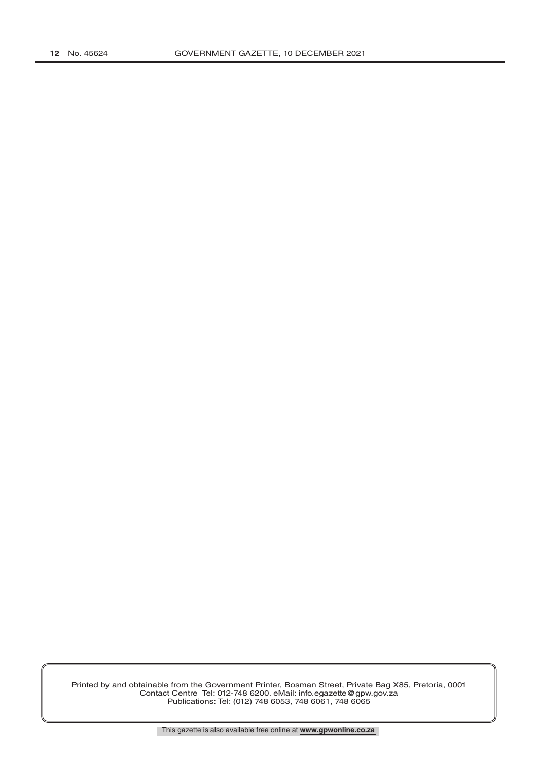Printed by and obtainable from the Government Printer, Bosman Street, Private Bag X85, Pretoria, 0001
Contact Centre Tel: 012-748 6200. eMail: info.egazette@gpw.gov.za
Publications: Tel: (012) 748 6053, 748 6061, 748 6065